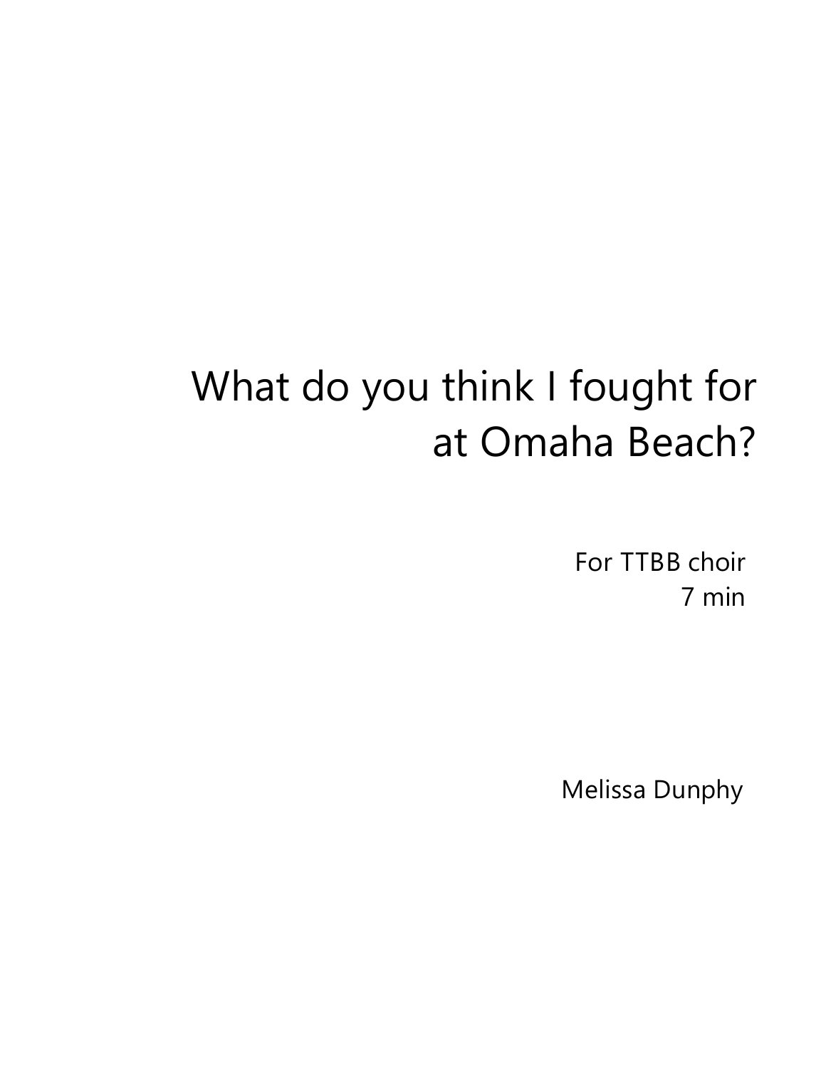# What do you think I fought for at Omaha Beach?

For TTBB choir
7 min

Melissa Dunphy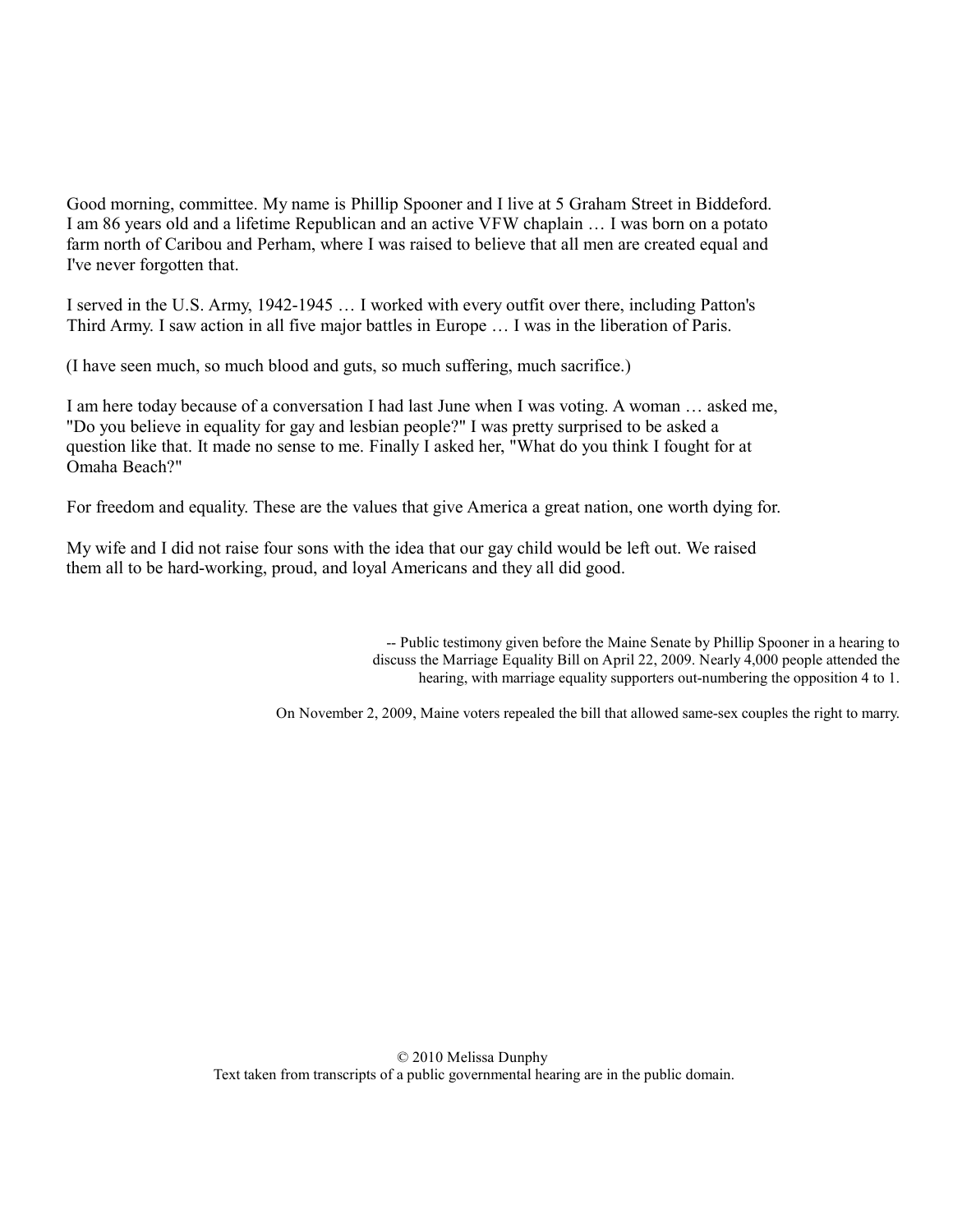Good morning, committee. My name is Phillip Spooner and I live at 5 Graham Street in Biddeford. I am 86 years old and a lifetime Republican and an active VFW chaplain … I was born on a potato farm north of Caribou and Perham, where I was raised to believe that all men are created equal and I've never forgotten that.

I served in the U.S. Army, 1942-1945 … I worked with every outfit over there, including Patton's Third Army. I saw action in all five major battles in Europe … I was in the liberation of Paris.

(I have seen much, so much blood and guts, so much suffering, much sacrifice.)

I am here today because of a conversation I had last June when I was voting. A woman … asked me, "Do you believe in equality for gay and lesbian people?" I was pretty surprised to be asked a question like that. It made no sense to me. Finally I asked her, "What do you think I fought for at Omaha Beach?"

For freedom and equality. These are the values that give America a great nation, one worth dying for.

My wife and I did not raise four sons with the idea that our gay child would be left out. We raised them all to be hard-working, proud, and loyal Americans and they all did good.

-- Public testimony given before the Maine Senate by Phillip Spooner in a hearing to discuss the Marriage Equality Bill on April 22, 2009. Nearly 4,000 people attended the hearing, with marriage equality supporters out-numbering the opposition 4 to 1.

On November 2, 2009, Maine voters repealed the bill that allowed same-sex couples the right to marry.

© 2010 Melissa Dunphy
Text taken from transcripts of a public governmental hearing are in the public domain.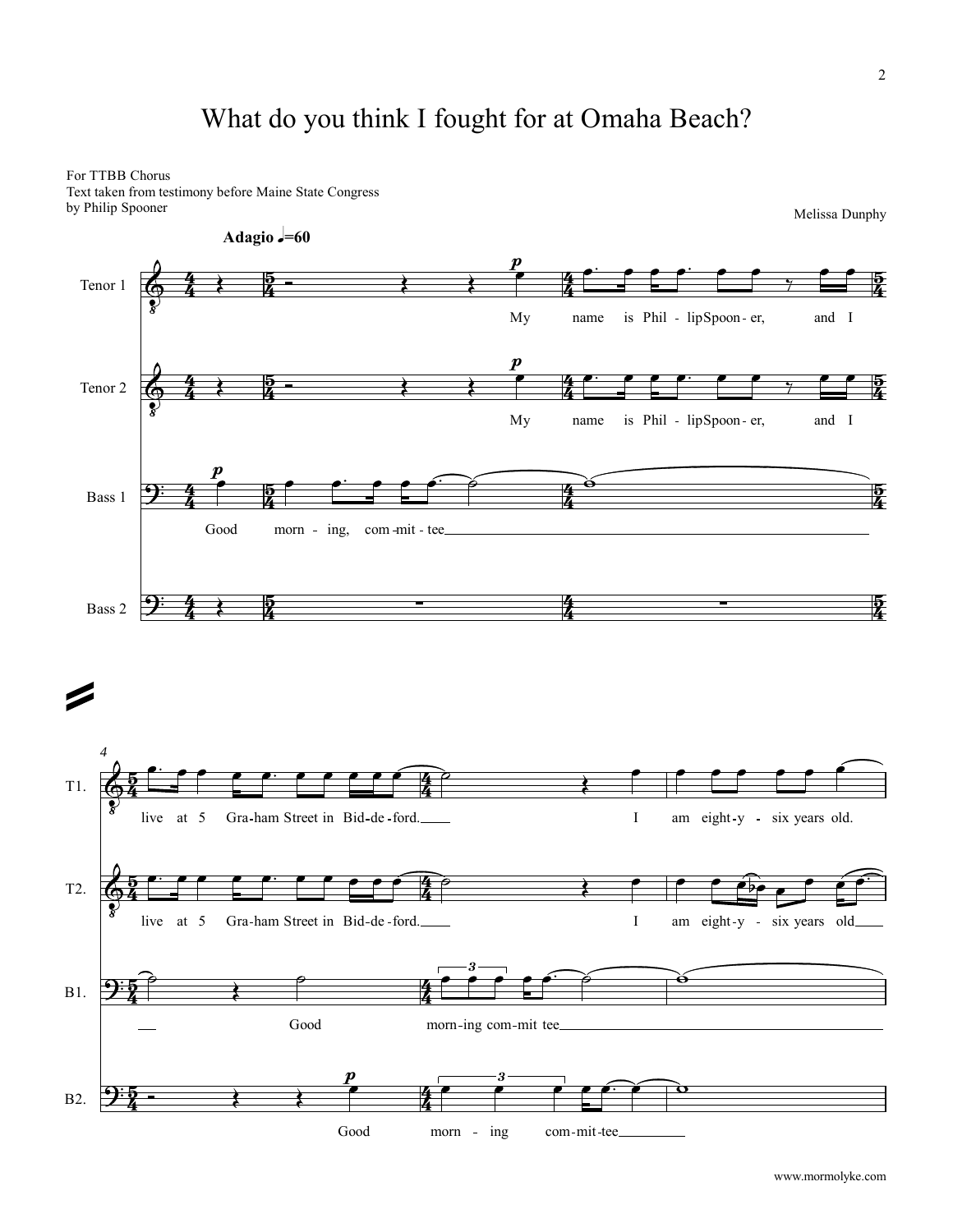# What do you think I fought for at Omaha Beach?

For TTBB Chorus
Text taken from testimony before Maine State Congress
by Philip Spooner

Melissa Dunphy

**Adagio** ♩=60

Tenor 1: My name is Phil - lip Spoon - er, and I live at 5 Gra-ham Street in Bid-de-ford. I am eight-y - six years old.

Tenor 2: My name is Phil - lip Spoon - er, and I live at 5 Gra-ham Street in Bid-de-ford. I am eight-y - six years old

Bass 1: Good morn - ing, com-mit - tee Good morn-ing com-mit tee

Bass 2: Good morn - ing com-mit-tee

www.mormolyke.com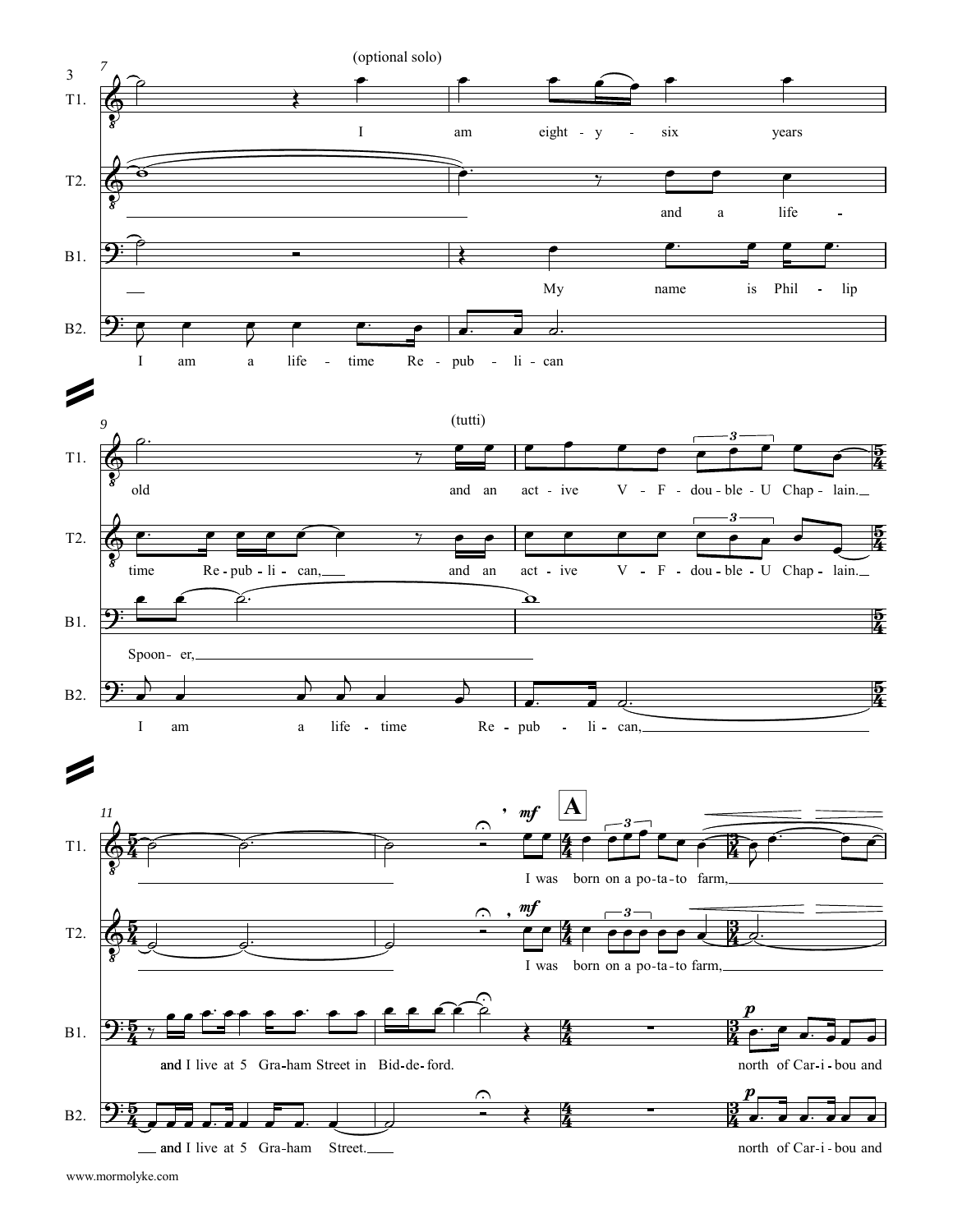(optional solo)

T1. I am eighty - y - six years old and an act - ive V - F - dou - ble - U Chap - lain.

T2. and a life - time Re - pub - li - can, and an act - ive V - F - dou - ble - U Chap - lain.

B1. My name is Phil - lip Spoon - er,

B2. I am a life - time Re - pub - li - can I am a life - time Re - pub - li - can,

(tutti)

T1. I was born on a po - ta - to farm,

T2. I was born on a po - ta - to farm,

B1. and I live at 5 Gra - ham Street in Bid - de - ford. north of Car - i - bou and

B2. and I live at 5 Gra - ham Street. north of Car - i - bou and

**A**

www.mormolyke.com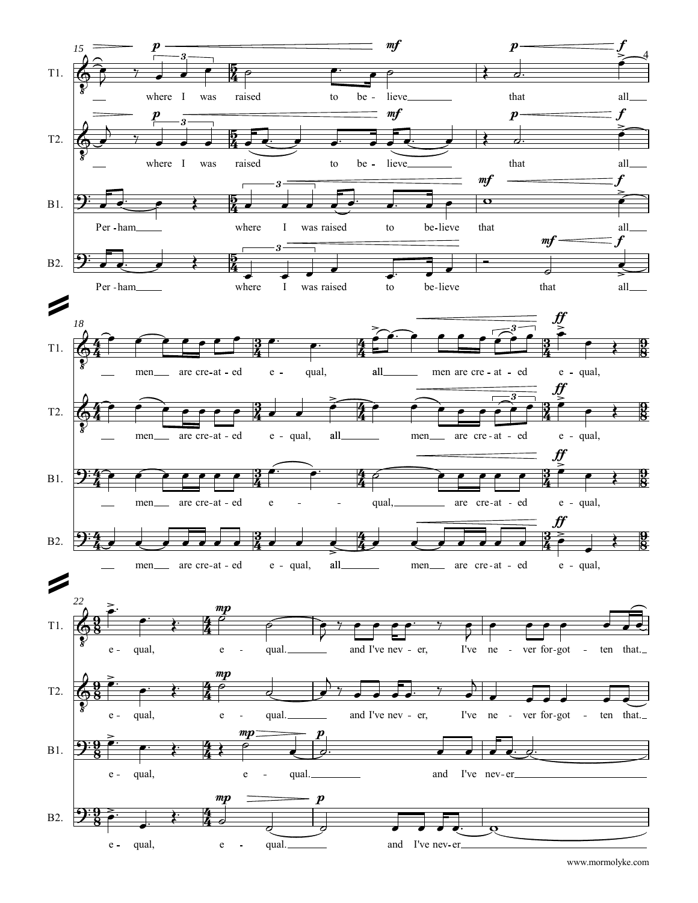T1.
where I was raised to be - lieve that all men are cre - at - ed e - qual, all men are cre - at - ed e - qual, e - qual, e - qual. and I've nev - er, I've ne - ver for - got - ten that.

T2.
where I was raised to be - lieve that all men are cre - at - ed e - qual, all men are cre - at - ed e - qual, e - qual, e - qual. and I've nev - er, I've ne - ver for - got - ten that.

B1.
Per - ham where I was raised to be - lieve that all men are cre - at - ed e - qual, are cre - at - ed e - qual, e - qual, e - qual. and I've nev - er

B2.
Per - ham where I was raised to be - lieve that all men are cre - at - ed e - qual, all men are cre - at - ed e - qual, e - qual, e - qual. and I've nev - er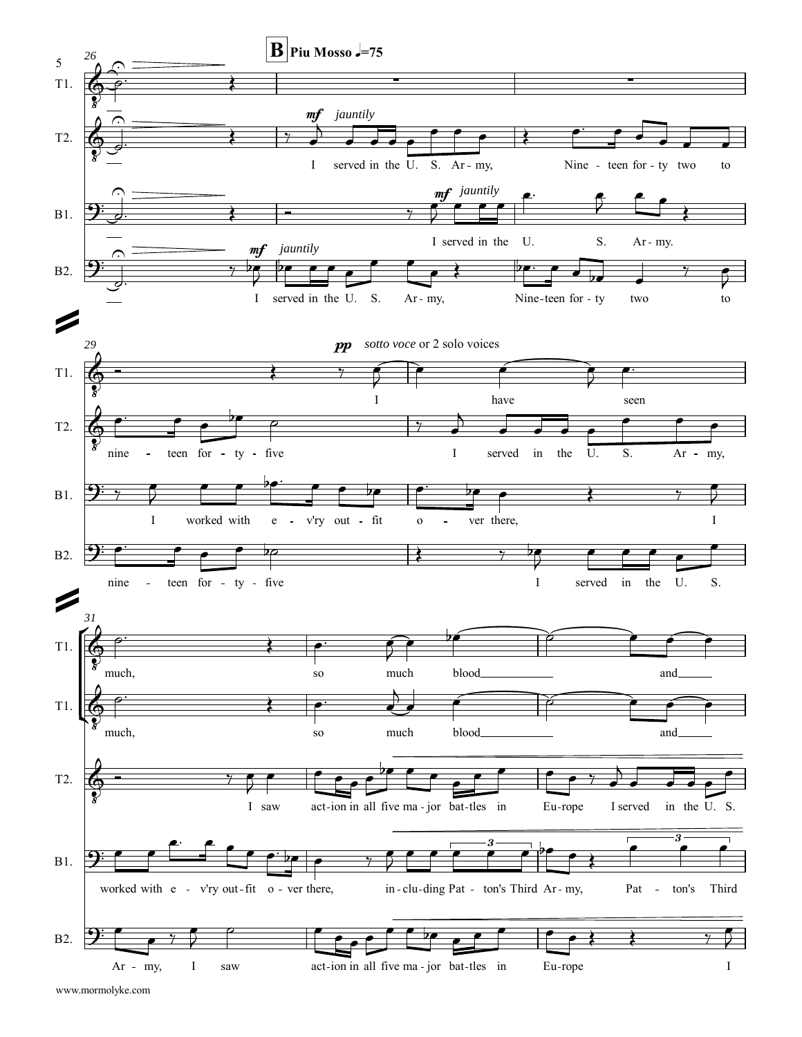**B** **Piu Mosso** ♩.=75

*mf* *jauntily*

**T2.** I served in the U. S. Ar - my, Nine - teen for - ty two to

**B1.** I served in the U. S. Ar - my.

**B2.** I served in the U. S. Ar - my, Nine-teen for - ty two to

*pp* *sotto voce* or 2 solo voices

**T1.** I have seen

**T2.** nine - teen for - ty - five I served in the U. S. Ar - my,

**B1.** I worked with e - v'ry out - fit o - ver there, I

**B2.** nine - teen for - ty - five I served in the U. S.

**T1.** much, so much blood and

**T1.** much, so much blood and

**T2.** I saw act-ion in all five ma - jor bat-tles in Eu-rope I served in the U. S.

**B1.** worked with e - v'ry out-fit o - ver there, in-clu-ding Pat - ton's Third Ar - my, Pat - ton's Third

**B2.** Ar - my, I saw act-ion in all five ma - jor bat-tles in Eu-rope I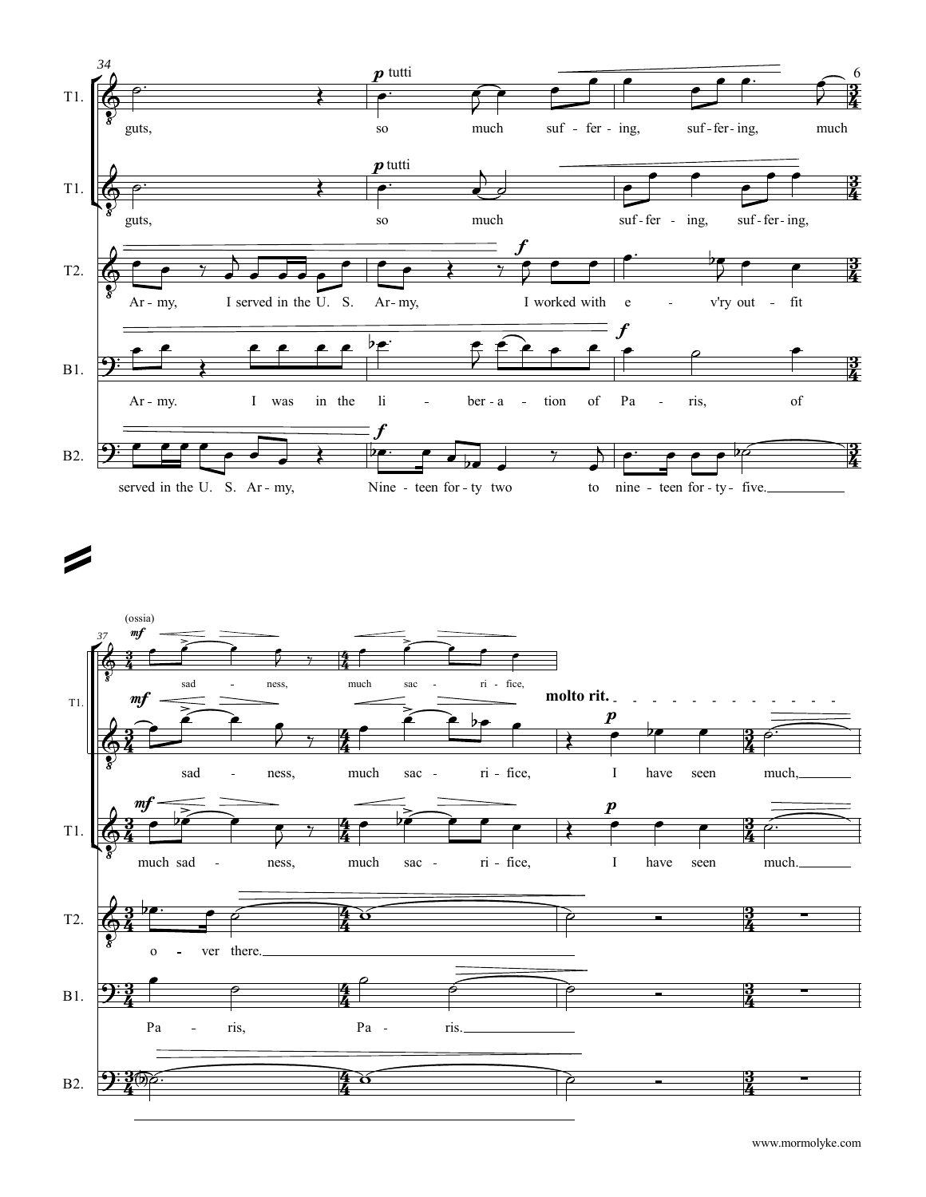**34**

**T1.** *p* tutti
guts, so much suf - fer - ing, suf - fer - ing, much

**T1.** *p* tutti
guts, so much suf - fer - ing, suf - fer - ing,

**T2.** *f*
Ar - my, I served in the U. S. Ar - my, I worked with e - v'ry out - fit

**B1.** *f*
Ar - my. I was in the li - ber - a - tion of Pa - ris, of

**B2.** *f*
served in the U. S. Ar - my, Nine - teen for - ty two to nine - teen for - ty - five.

**37**

**T1.** (ossia) *mf*
sad - ness, much sac - ri - fice,

**T1.** *mf* **molto rit.** *p*
sad - ness, much sac - ri - fice, I have seen much,

**T1.** *mf* *p*
much sad - ness, much sac - ri - fice, I have seen much.

**T2.**
o - ver there.

**B1.**
Pa - ris, Pa - ris.

**B2.**

www.mormolyke.com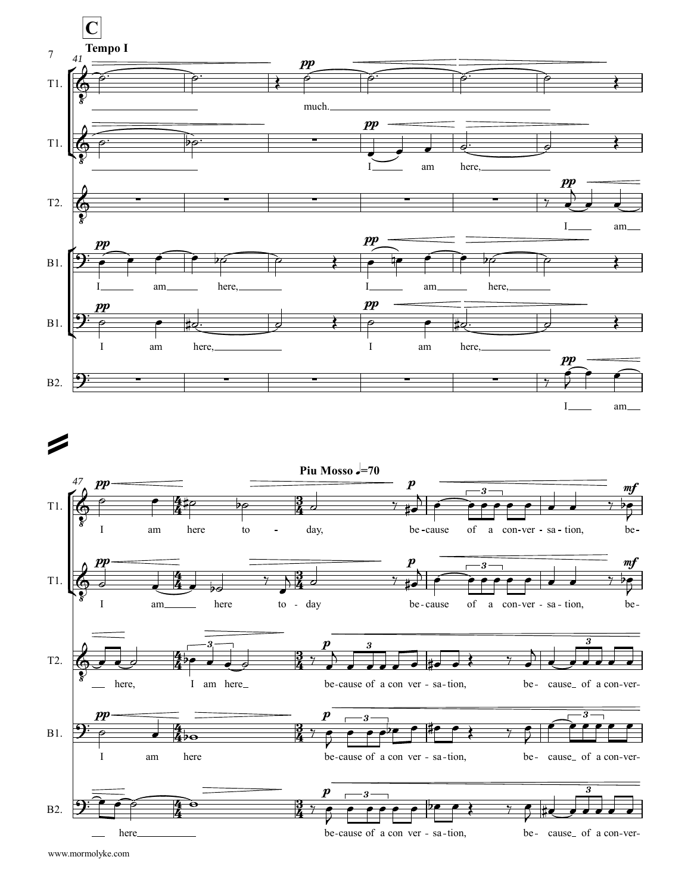**C**

**Tempo I**

41

T1. — much.

T1. — I am here,

T2. — I am

B1. — I am here, I am here,

B1. — I am here, I am here,

B2. — I am

47

**Piu Mosso** ♩=70

T1. — I am here to - day, be-cause of a con-ver-sa-tion, be-

T1. — I am here to - day be-cause of a con-ver-sa-tion, be-

T2. — here, I am here be-cause of a con ver-sa-tion, be- cause of a con-ver-

B1. — I am here be-cause of a con ver-sa-tion, be- cause of a con-ver-

B2. — here be-cause of a con ver-sa-tion, be- cause of a con-ver-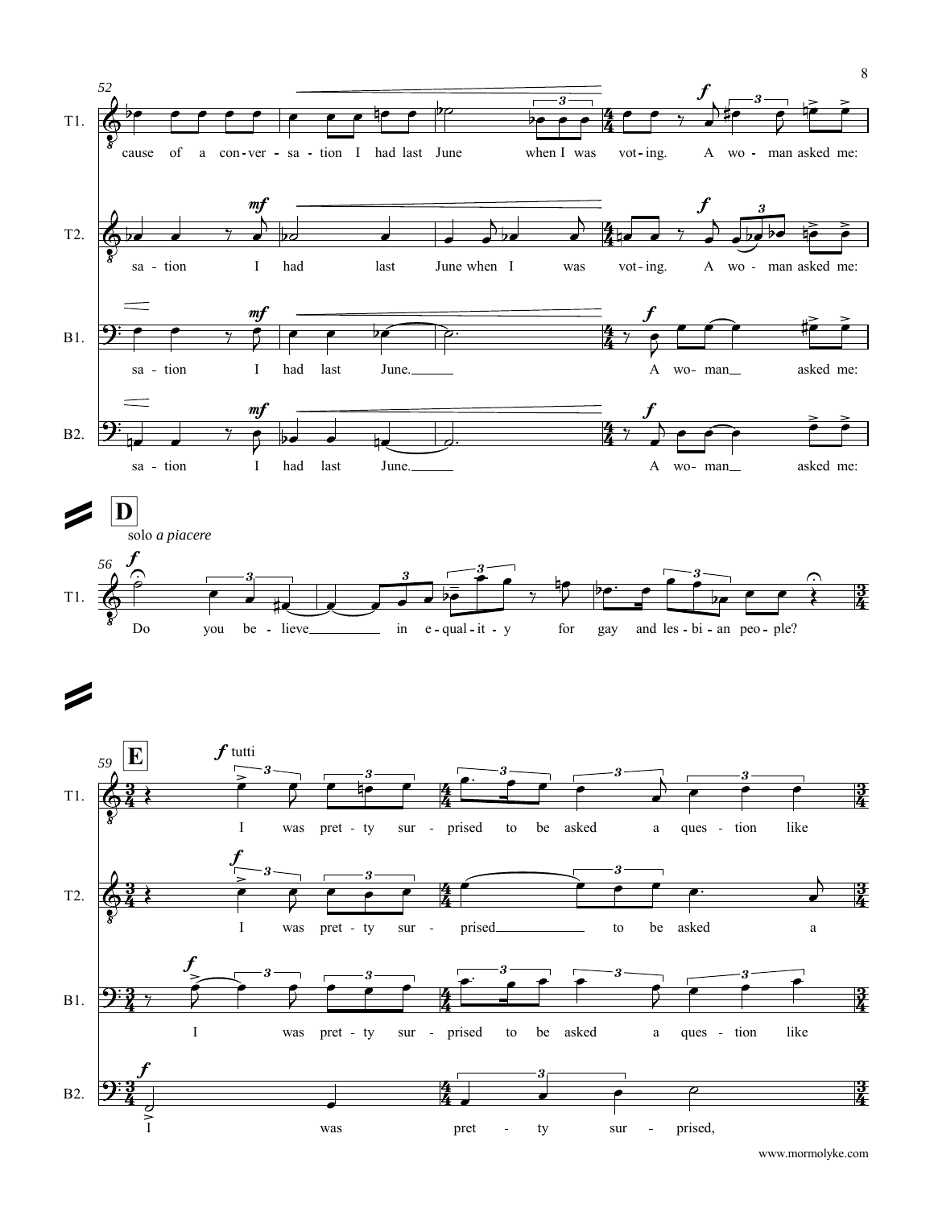**52**

T1. cause of a con - ver - sa - tion I had last June when I was vot - ing. A wo - man asked me:

T2. sa - tion I had last June when I was vot - ing. A wo - man asked me:

B1. sa - tion I had last June. A wo - man asked me:

B2. sa - tion I had last June. A wo - man asked me:

**D**

solo *a piacere*

**56**

T1. Do you be - lieve in e - qual - it - y for gay and les - bi - an peo - ple?

**E**

**59**

*f* tutti

T1. I was pret - ty sur - prised to be asked a ques - tion like

T2. I was pret - ty sur - prised to be asked a

B1. I was pret - ty sur - prised to be asked a ques - tion like

B2. I was pret - ty sur - prised,

www.mormolyke.com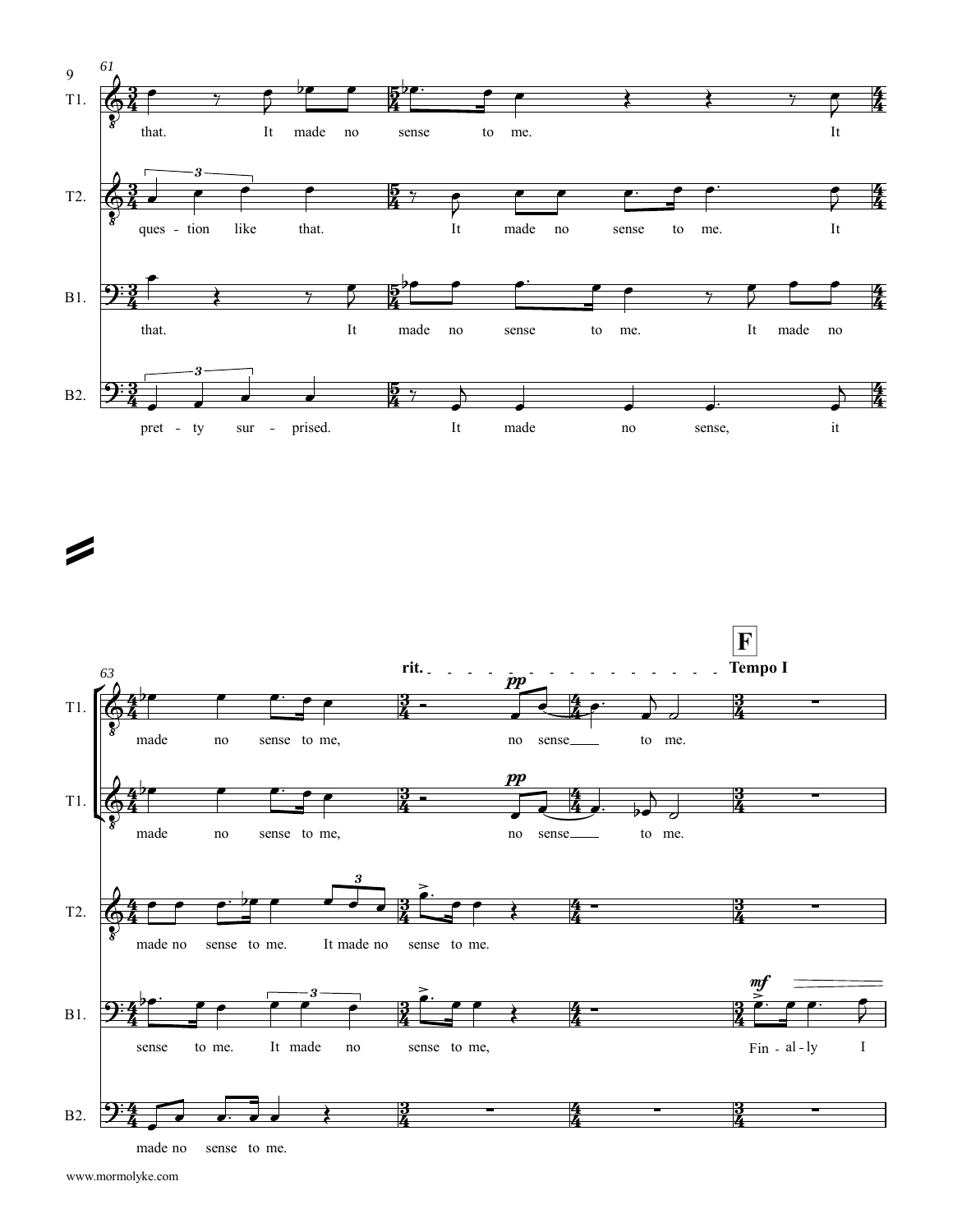61

T1.

that. It made no sense to me. It

T2.

ques - tion like that. It made no sense to me. It

B1.

that. It made no sense to me. It made no

B2.

pret - ty sur - prised. It made no sense, it

63

rit.

F

Tempo I

T1.

made no sense to me, no sense to me.

T1.

made no sense to me, no sense to me.

T2.

made no sense to me. It made no sense to me.

B1.

sense to me. It made no sense to me, Fin - al - ly I

B2.

made no sense to me.

www.mormolyke.com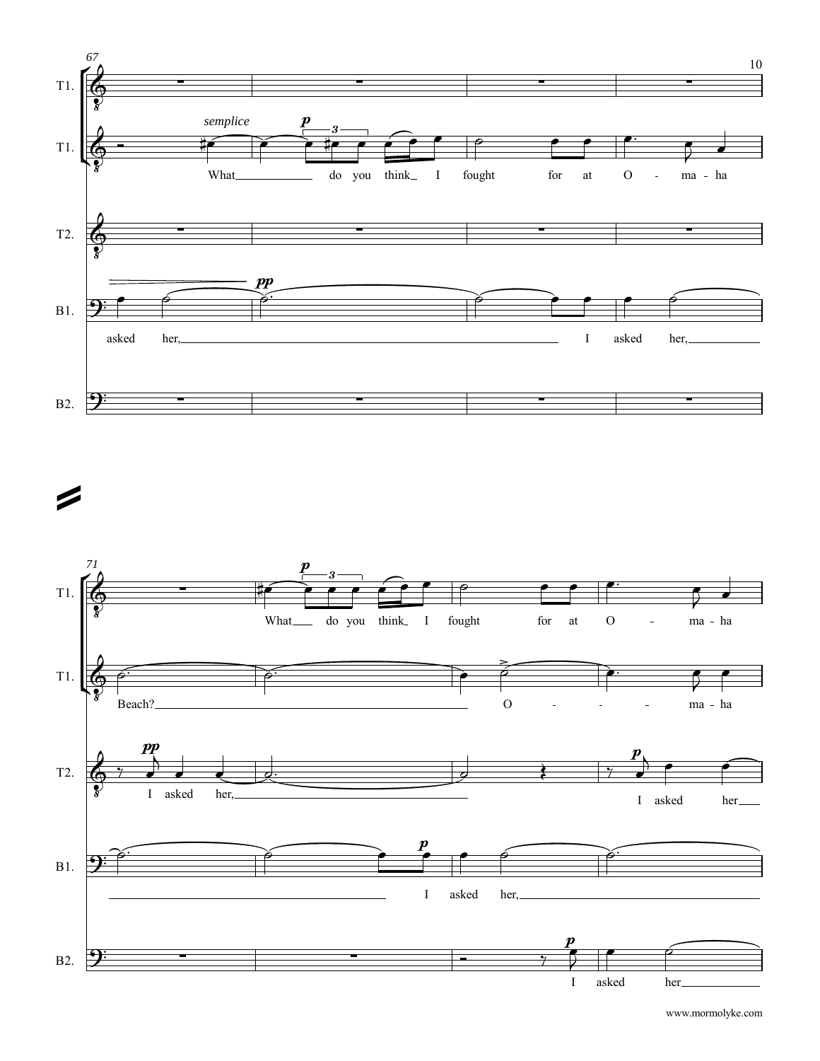T1.

T1. *semplice* What ___ do you think_ I fought for at O - ma - ha

T2.

B1. asked her, ___ I asked her, ___

B2.

T1. What ___ do you think_ I fought for at O - ma - ha

T1. Beach? ___ O - - - ma - ha

T2. I asked her, ___ I asked her ___

B1. ___ I asked her, ___

B2. I asked her ___

www.mormolyke.com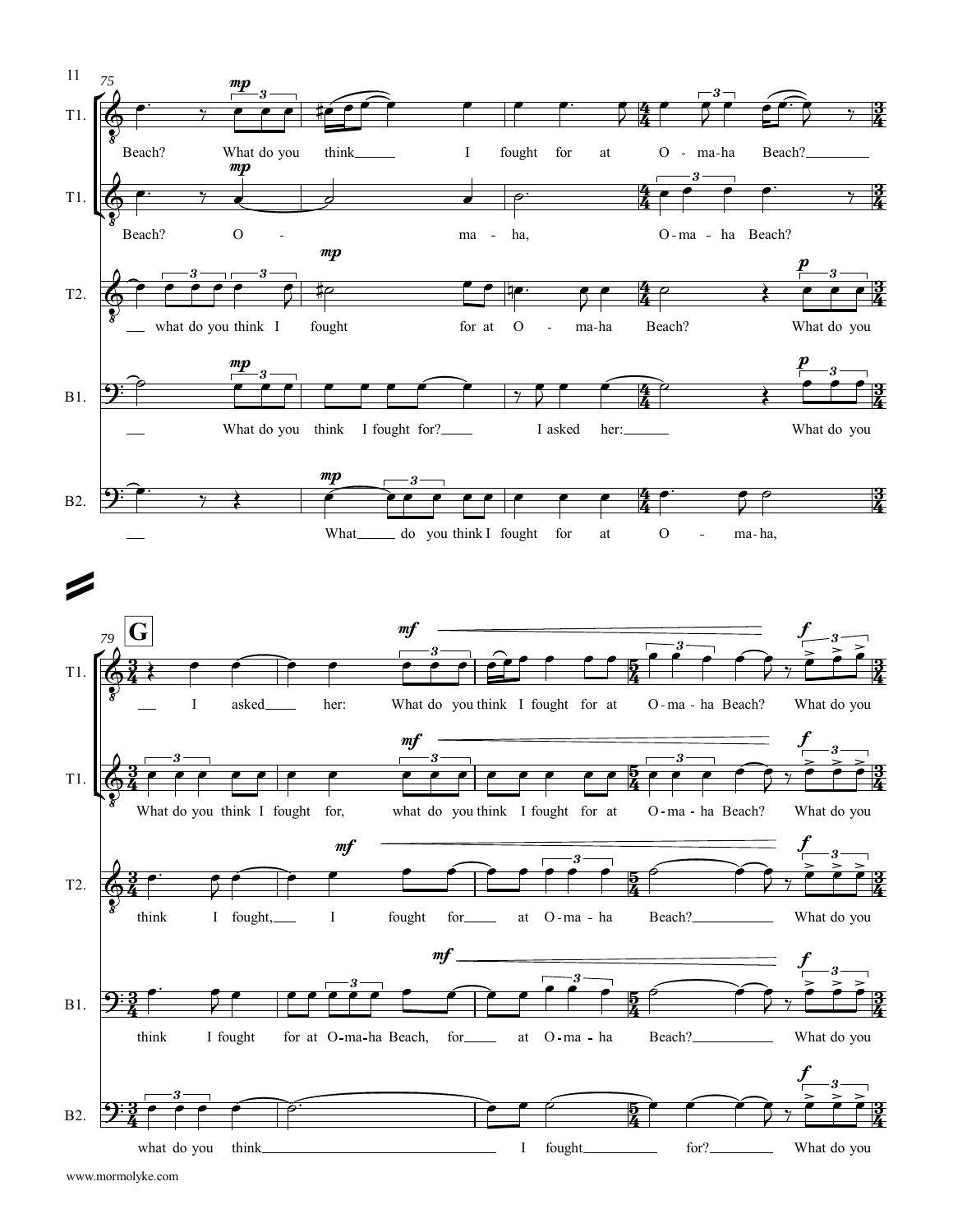**75**

T1. Beach? What do you think I fought for at O - ma-ha Beach?

T1. Beach? O - ma - ha, O-ma - ha Beach?

T2. what do you think I fought for at O - ma-ha Beach? What do you

B1. What do you think I fought for? I asked her: What do you

B2. What do you think I fought for at O - ma-ha,

**79** **G**

T1. I asked her: What do you think I fought for at O-ma - ha Beach? What do you

T1. What do you think I fought for, what do you think I fought for at O-ma - ha Beach? What do you

T2. think I fought, I fought for at O-ma - ha Beach? What do you

B1. think I fought for at O-ma-ha Beach, for at O-ma - ha Beach? What do you

B2. what do you think I fought for? What do you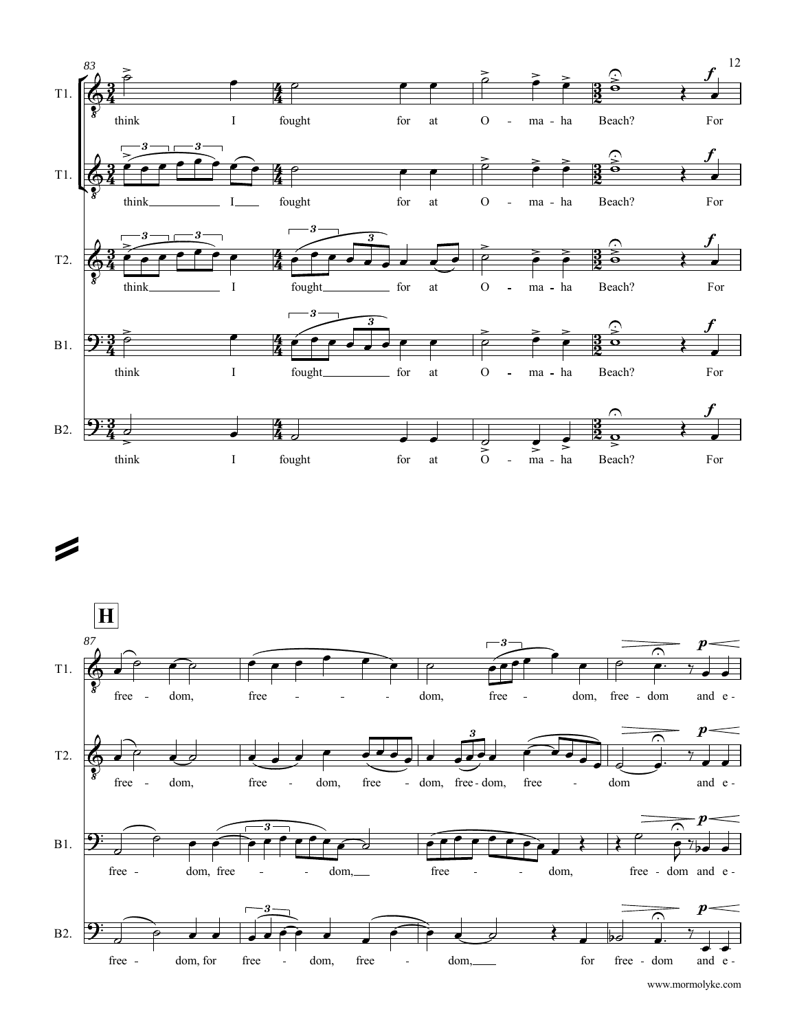T1.: think I fought for at O - ma - ha Beach? For

T1.: think I fought for at O - ma - ha Beach? For

T2.: think I fought for at O - ma - ha Beach? For

B1.: think I fought for at O - ma - ha Beach? For

B2.: think I fought for at O - ma - ha Beach? For

**H**

T1.: free - dom, free - dom, free - dom, free - dom and e -

T2.: free - dom, free - dom, free - dom, free - dom, free - dom and e -

B1.: free - dom, free - dom, free - dom, free - dom and e -

B2.: free - dom, for free - dom, free - dom, for free - dom and e -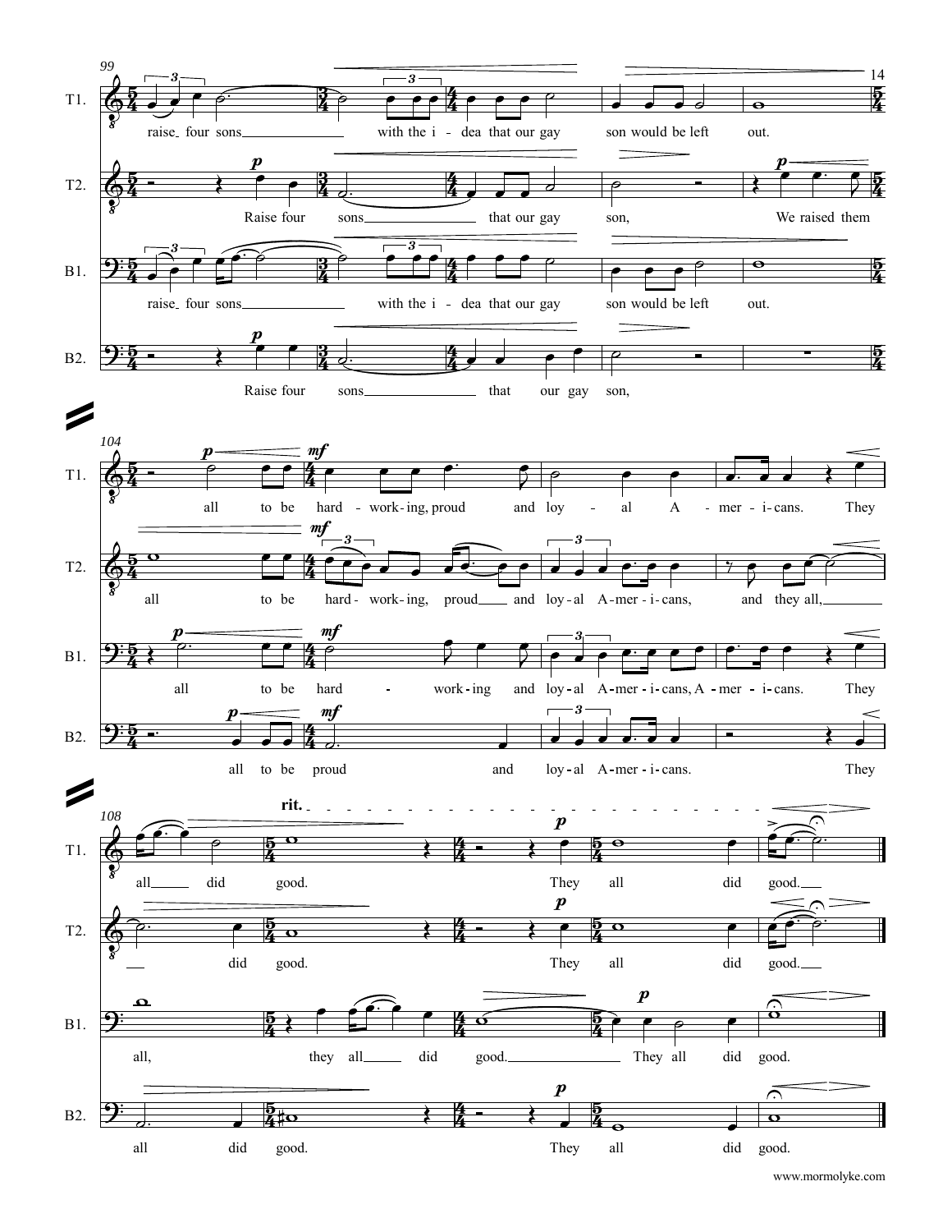99

T1.: raise four sons with the i - dea that our gay son would be left out.

T2.: Raise four sons that our gay son, We raised them

B1.: raise four sons with the i - dea that our gay son would be left out.

B2.: Raise four sons that our gay son,

104

T1.: all to be hard - work - ing, proud and loy - al A - mer - i - cans. They

T2.: all to be hard - work - ing, proud and loy - al A - mer - i - cans, and they all,

B1.: all to be hard - work - ing and loy - al A - mer - i - cans, A - mer - i - cans. They

B2.: all to be proud and loy - al A - mer - i - cans. They

108

rit.

T1.: all did good. They all did good.

T2.: did good. They all did good.

B1.: all, they all did good. They all did good.

B2.: all did good. They all did good.